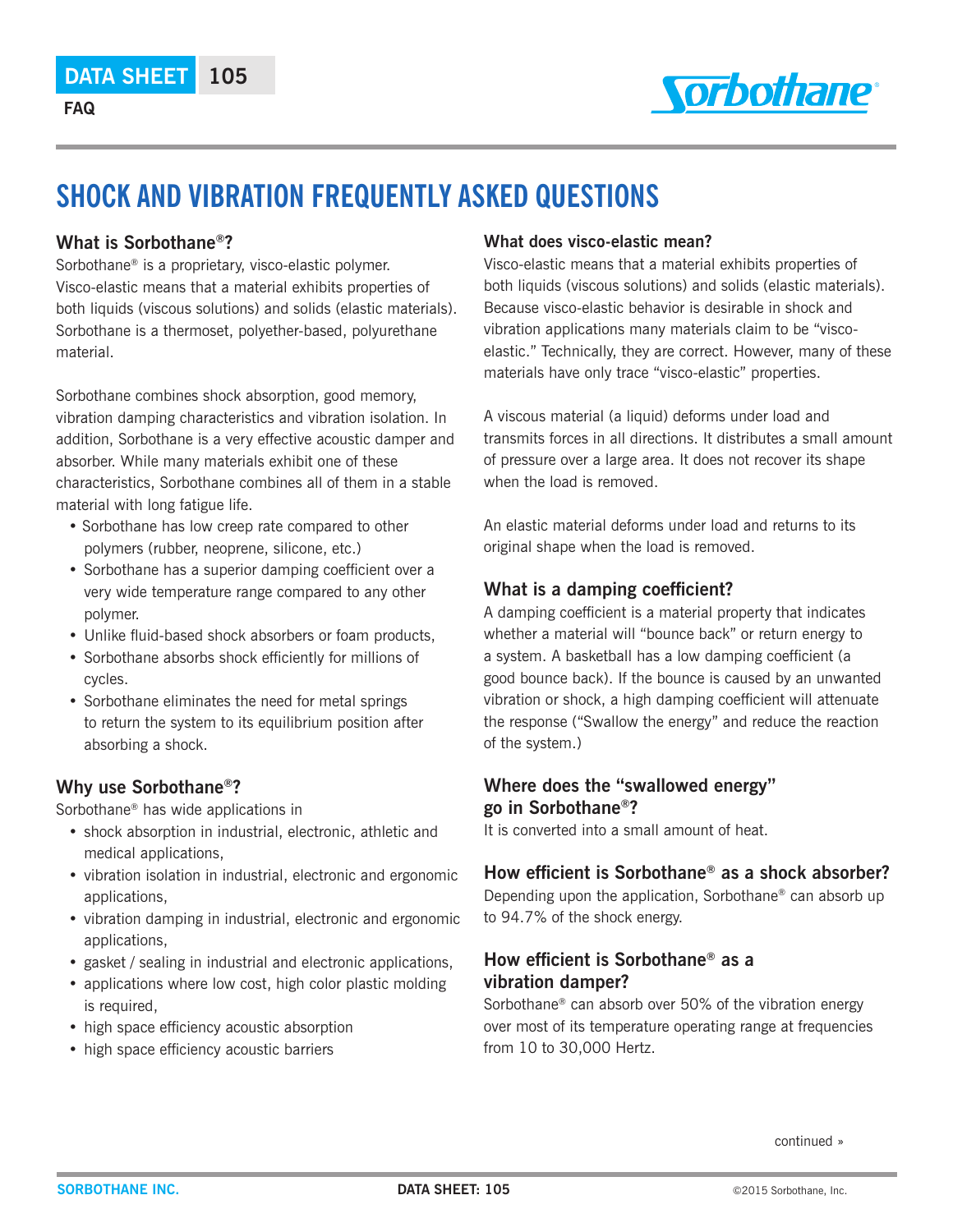DATA SHEET 105

FAQ

# SHOCK AND VIBRATION FREQUENTLY ASKED QUESTIONS

## What is Sorbothane®?

Sorbothane® is a proprietary, visco-elastic polymer. Visco-elastic means that a material exhibits properties of both liquids (viscous solutions) and solids (elastic materials). Sorbothane is a thermoset, polyether-based, polyurethane material.

Sorbothane combines shock absorption, good memory, vibration damping characteristics and vibration isolation. In addition, Sorbothane is a very effective acoustic damper and absorber. While many materials exhibit one of these characteristics, Sorbothane combines all of them in a stable material with long fatigue life.

- Sorbothane has low creep rate compared to other polymers (rubber, neoprene, silicone, etc.)
- Sorbothane has a superior damping coefficient over a very wide temperature range compared to any other polymer.
- Unlike fluid-based shock absorbers or foam products,
- Sorbothane absorbs shock efficiently for millions of cycles.
- Sorbothane eliminates the need for metal springs to return the system to its equilibrium position after absorbing a shock.

## Why use Sorbothane®?

Sorbothane® has wide applications in

- shock absorption in industrial, electronic, athletic and medical applications,
- vibration isolation in industrial, electronic and ergonomic applications,
- vibration damping in industrial, electronic and ergonomic applications,
- gasket / sealing in industrial and electronic applications,
- applications where low cost, high color plastic molding is required,
- high space efficiency acoustic absorption
- high space efficiency acoustic barriers

## What does visco-elastic mean?

Visco-elastic means that a material exhibits properties of both liquids (viscous solutions) and solids (elastic materials). Because visco-elastic behavior is desirable in shock and vibration applications many materials claim to be "visco-elastic." Technically, they are correct. However, many of these materials have only trace "visco-elastic" properties.

A viscous material (a liquid) deforms under load and transmits forces in all directions. It distributes a small amount of pressure over a large area. It does not recover its shape when the load is removed.

An elastic material deforms under load and returns to its original shape when the load is removed.

## What is a damping coefficient?

A damping coefficient is a material property that indicates whether a material will "bounce back" or return energy to a system. A basketball has a low damping coefficient (a good bounce back). If the bounce is caused by an unwanted vibration or shock, a high damping coefficient will attenuate the response ("Swallow the energy" and reduce the reaction of the system.)

## Where does the "swallowed energy" go in Sorbothane®?

It is converted into a small amount of heat.

## How efficient is Sorbothane® as a shock absorber?

Depending upon the application, Sorbothane® can absorb up to 94.7% of the shock energy.

## How efficient is Sorbothane® as a vibration damper?

Sorbothane® can absorb over 50% of the vibration energy over most of its temperature operating range at frequencies from 10 to 30,000 Hertz.

continued »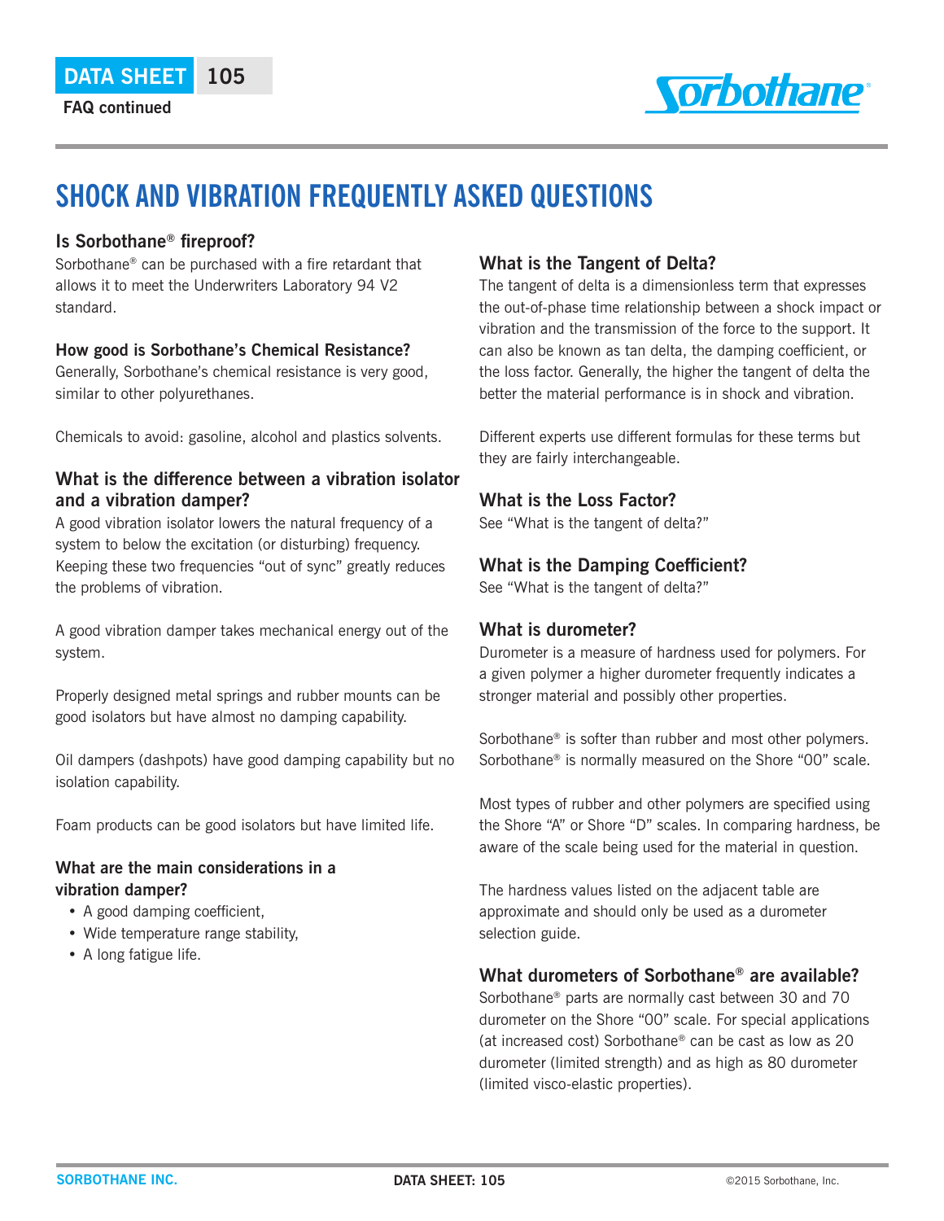DATA SHEET 105

FAQ continued

# SHOCK AND VIBRATION FREQUENTLY ASKED QUESTIONS

### Is Sorbothane® fireproof?

Sorbothane® can be purchased with a fire retardant that allows it to meet the Underwriters Laboratory 94 V2 standard.

### How good is Sorbothane's Chemical Resistance?

Generally, Sorbothane's chemical resistance is very good, similar to other polyurethanes.

Chemicals to avoid: gasoline, alcohol and plastics solvents.

### What is the difference between a vibration isolator and a vibration damper?

A good vibration isolator lowers the natural frequency of a system to below the excitation (or disturbing) frequency. Keeping these two frequencies "out of sync" greatly reduces the problems of vibration.

A good vibration damper takes mechanical energy out of the system.

Properly designed metal springs and rubber mounts can be good isolators but have almost no damping capability.

Oil dampers (dashpots) have good damping capability but no isolation capability.

Foam products can be good isolators but have limited life.

### What are the main considerations in a vibration damper?

- A good damping coefficient,
- Wide temperature range stability,
- A long fatigue life.

### What is the Tangent of Delta?

The tangent of delta is a dimensionless term that expresses the out-of-phase time relationship between a shock impact or vibration and the transmission of the force to the support. It can also be known as tan delta, the damping coefficient, or the loss factor. Generally, the higher the tangent of delta the better the material performance is in shock and vibration.

Different experts use different formulas for these terms but they are fairly interchangeable.

### What is the Loss Factor?

See "What is the tangent of delta?"

### What is the Damping Coefficient?

See "What is the tangent of delta?"

### What is durometer?

Durometer is a measure of hardness used for polymers. For a given polymer a higher durometer frequently indicates a stronger material and possibly other properties.

Sorbothane® is softer than rubber and most other polymers. Sorbothane® is normally measured on the Shore "00" scale.

Most types of rubber and other polymers are specified using the Shore "A" or Shore "D" scales. In comparing hardness, be aware of the scale being used for the material in question.

The hardness values listed on the adjacent table are approximate and should only be used as a durometer selection guide.

### What durometers of Sorbothane® are available?

Sorbothane® parts are normally cast between 30 and 70 durometer on the Shore "00" scale. For special applications (at increased cost) Sorbothane® can be cast as low as 20 durometer (limited strength) and as high as 80 durometer (limited visco-elastic properties).